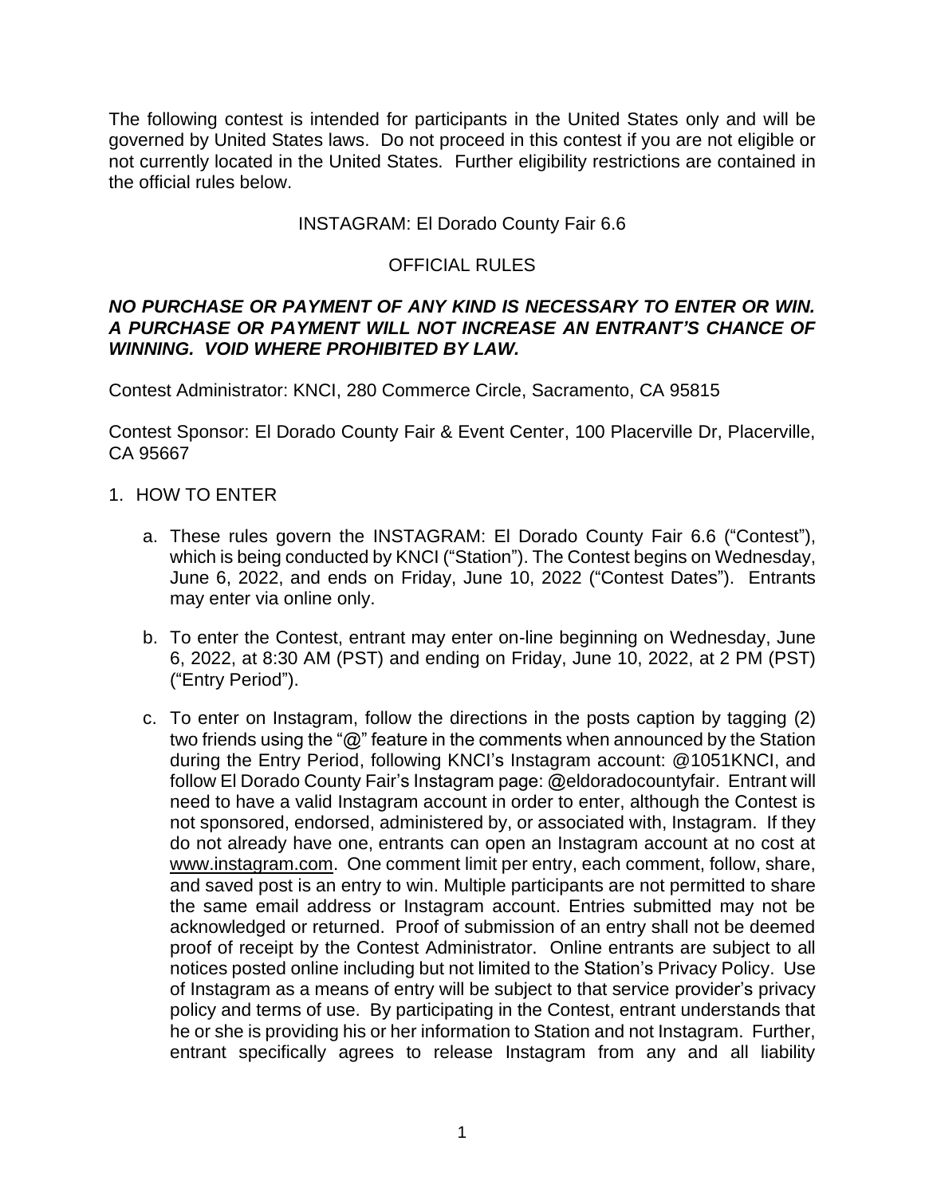The following contest is intended for participants in the United States only and will be governed by United States laws. Do not proceed in this contest if you are not eligible or not currently located in the United States. Further eligibility restrictions are contained in the official rules below.

## INSTAGRAM: El Dorado County Fair 6.6

## OFFICIAL RULES

***NO PURCHASE OR PAYMENT OF ANY KIND IS NECESSARY TO ENTER OR WIN. A PURCHASE OR PAYMENT WILL NOT INCREASE AN ENTRANT'S CHANCE OF WINNING. VOID WHERE PROHIBITED BY LAW.***

Contest Administrator: KNCI, 280 Commerce Circle, Sacramento, CA 95815

Contest Sponsor: El Dorado County Fair & Event Center, 100 Placerville Dr, Placerville, CA 95667

1. HOW TO ENTER

   a. These rules govern the INSTAGRAM: El Dorado County Fair 6.6 ("Contest"), which is being conducted by KNCI ("Station"). The Contest begins on Wednesday, June 6, 2022, and ends on Friday, June 10, 2022 ("Contest Dates"). Entrants may enter via online only.

   b. To enter the Contest, entrant may enter on-line beginning on Wednesday, June 6, 2022, at 8:30 AM (PST) and ending on Friday, June 10, 2022, at 2 PM (PST) ("Entry Period").

   c. To enter on Instagram, follow the directions in the posts caption by tagging (2) two friends using the "@" feature in the comments when announced by the Station during the Entry Period, following KNCI's Instagram account: @1051KNCI, and follow El Dorado County Fair's Instagram page: @eldoradocountyfair. Entrant will need to have a valid Instagram account in order to enter, although the Contest is not sponsored, endorsed, administered by, or associated with, Instagram. If they do not already have one, entrants can open an Instagram account at no cost at www.instagram.com. One comment limit per entry, each comment, follow, share, and saved post is an entry to win. Multiple participants are not permitted to share the same email address or Instagram account. Entries submitted may not be acknowledged or returned. Proof of submission of an entry shall not be deemed proof of receipt by the Contest Administrator. Online entrants are subject to all notices posted online including but not limited to the Station's Privacy Policy. Use of Instagram as a means of entry will be subject to that service provider's privacy policy and terms of use. By participating in the Contest, entrant understands that he or she is providing his or her information to Station and not Instagram. Further, entrant specifically agrees to release Instagram from any and all liability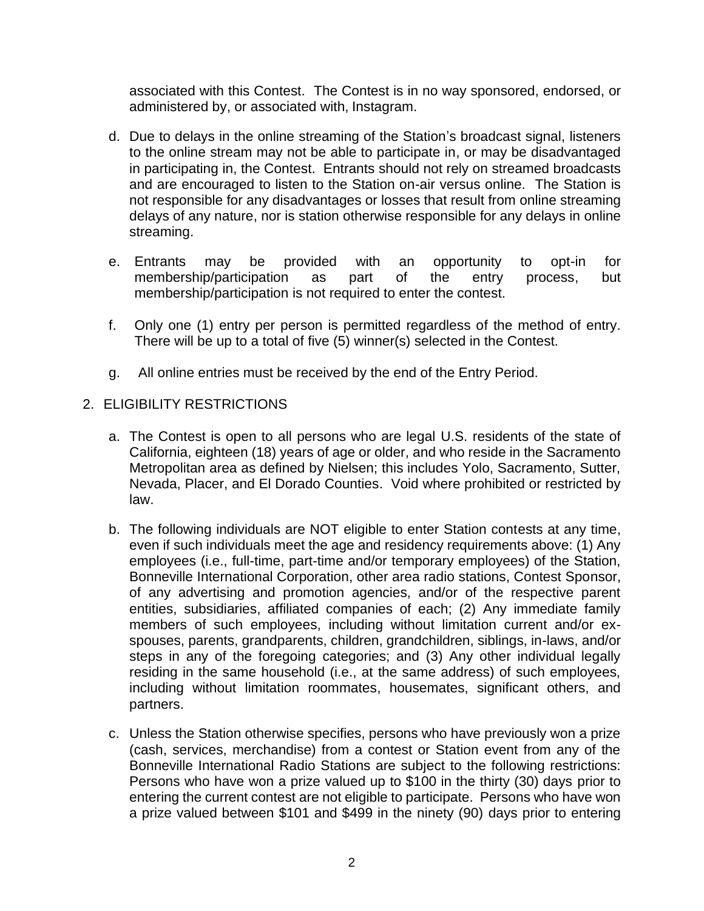associated with this Contest. The Contest is in no way sponsored, endorsed, or administered by, or associated with, Instagram.

d. Due to delays in the online streaming of the Station's broadcast signal, listeners to the online stream may not be able to participate in, or may be disadvantaged in participating in, the Contest. Entrants should not rely on streamed broadcasts and are encouraged to listen to the Station on-air versus online. The Station is not responsible for any disadvantages or losses that result from online streaming delays of any nature, nor is station otherwise responsible for any delays in online streaming.

e. Entrants may be provided with an opportunity to opt-in for membership/participation as part of the entry process, but membership/participation is not required to enter the contest.

f. Only one (1) entry per person is permitted regardless of the method of entry. There will be up to a total of five (5) winner(s) selected in the Contest.

g. All online entries must be received by the end of the Entry Period.

2. ELIGIBILITY RESTRICTIONS

a. The Contest is open to all persons who are legal U.S. residents of the state of California, eighteen (18) years of age or older, and who reside in the Sacramento Metropolitan area as defined by Nielsen; this includes Yolo, Sacramento, Sutter, Nevada, Placer, and El Dorado Counties. Void where prohibited or restricted by law.

b. The following individuals are NOT eligible to enter Station contests at any time, even if such individuals meet the age and residency requirements above: (1) Any employees (i.e., full-time, part-time and/or temporary employees) of the Station, Bonneville International Corporation, other area radio stations, Contest Sponsor, of any advertising and promotion agencies, and/or of the respective parent entities, subsidiaries, affiliated companies of each; (2) Any immediate family members of such employees, including without limitation current and/or ex-spouses, parents, grandparents, children, grandchildren, siblings, in-laws, and/or steps in any of the foregoing categories; and (3) Any other individual legally residing in the same household (i.e., at the same address) of such employees, including without limitation roommates, housemates, significant others, and partners.

c. Unless the Station otherwise specifies, persons who have previously won a prize (cash, services, merchandise) from a contest or Station event from any of the Bonneville International Radio Stations are subject to the following restrictions: Persons who have won a prize valued up to $100 in the thirty (30) days prior to entering the current contest are not eligible to participate. Persons who have won a prize valued between $101 and $499 in the ninety (90) days prior to entering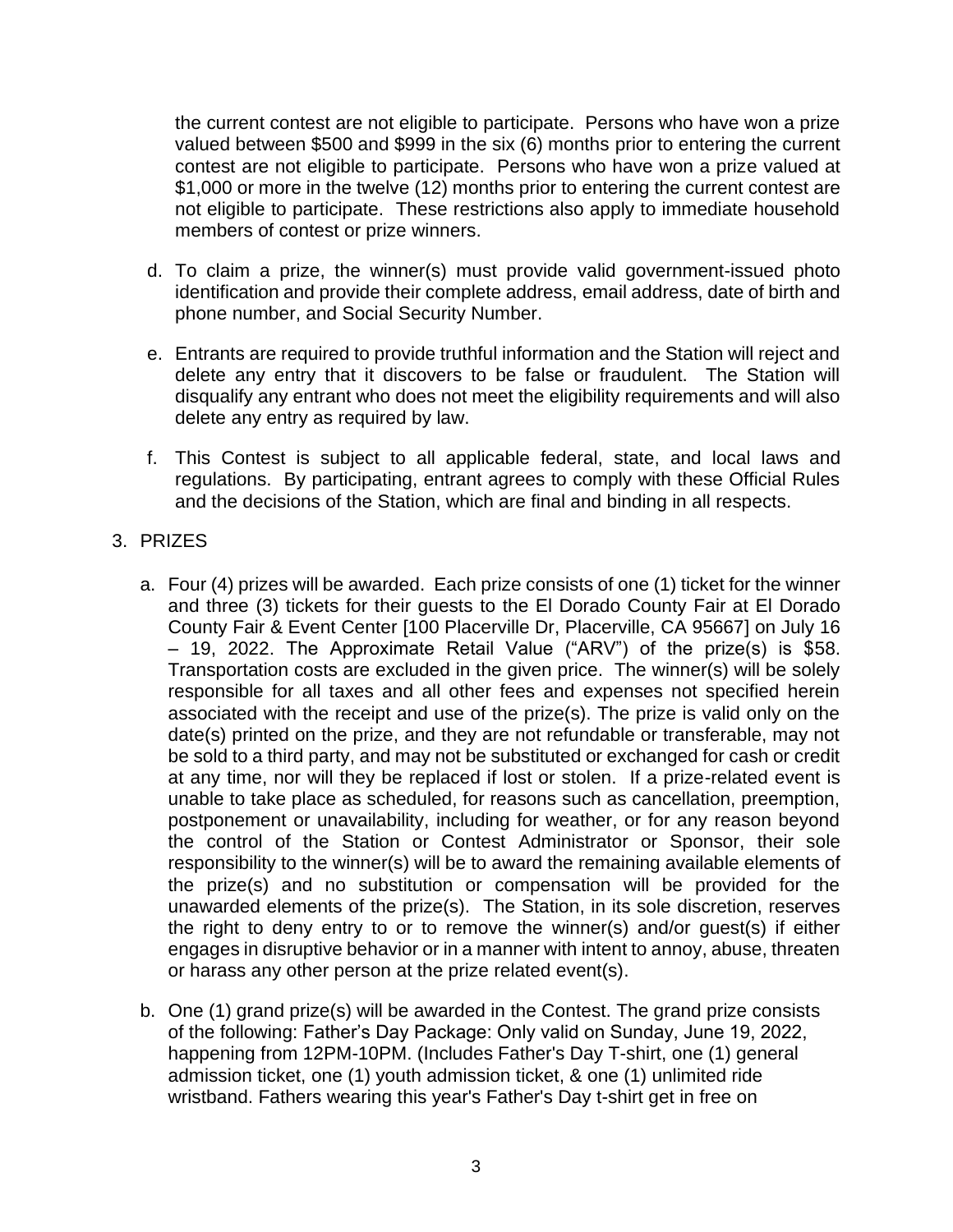the current contest are not eligible to participate. Persons who have won a prize valued between $500 and $999 in the six (6) months prior to entering the current contest are not eligible to participate. Persons who have won a prize valued at $1,000 or more in the twelve (12) months prior to entering the current contest are not eligible to participate. These restrictions also apply to immediate household members of contest or prize winners.

d. To claim a prize, the winner(s) must provide valid government-issued photo identification and provide their complete address, email address, date of birth and phone number, and Social Security Number.

e. Entrants are required to provide truthful information and the Station will reject and delete any entry that it discovers to be false or fraudulent. The Station will disqualify any entrant who does not meet the eligibility requirements and will also delete any entry as required by law.

f. This Contest is subject to all applicable federal, state, and local laws and regulations. By participating, entrant agrees to comply with these Official Rules and the decisions of the Station, which are final and binding in all respects.

3. PRIZES

a. Four (4) prizes will be awarded. Each prize consists of one (1) ticket for the winner and three (3) tickets for their guests to the El Dorado County Fair at El Dorado County Fair & Event Center [100 Placerville Dr, Placerville, CA 95667] on July 16 – 19, 2022. The Approximate Retail Value ("ARV") of the prize(s) is $58. Transportation costs are excluded in the given price. The winner(s) will be solely responsible for all taxes and all other fees and expenses not specified herein associated with the receipt and use of the prize(s). The prize is valid only on the date(s) printed on the prize, and they are not refundable or transferable, may not be sold to a third party, and may not be substituted or exchanged for cash or credit at any time, nor will they be replaced if lost or stolen. If a prize-related event is unable to take place as scheduled, for reasons such as cancellation, preemption, postponement or unavailability, including for weather, or for any reason beyond the control of the Station or Contest Administrator or Sponsor, their sole responsibility to the winner(s) will be to award the remaining available elements of the prize(s) and no substitution or compensation will be provided for the unawarded elements of the prize(s). The Station, in its sole discretion, reserves the right to deny entry to or to remove the winner(s) and/or guest(s) if either engages in disruptive behavior or in a manner with intent to annoy, abuse, threaten or harass any other person at the prize related event(s).

b. One (1) grand prize(s) will be awarded in the Contest. The grand prize consists of the following: Father's Day Package: Only valid on Sunday, June 19, 2022, happening from 12PM-10PM. (Includes Father's Day T-shirt, one (1) general admission ticket, one (1) youth admission ticket, & one (1) unlimited ride wristband. Fathers wearing this year's Father's Day t-shirt get in free on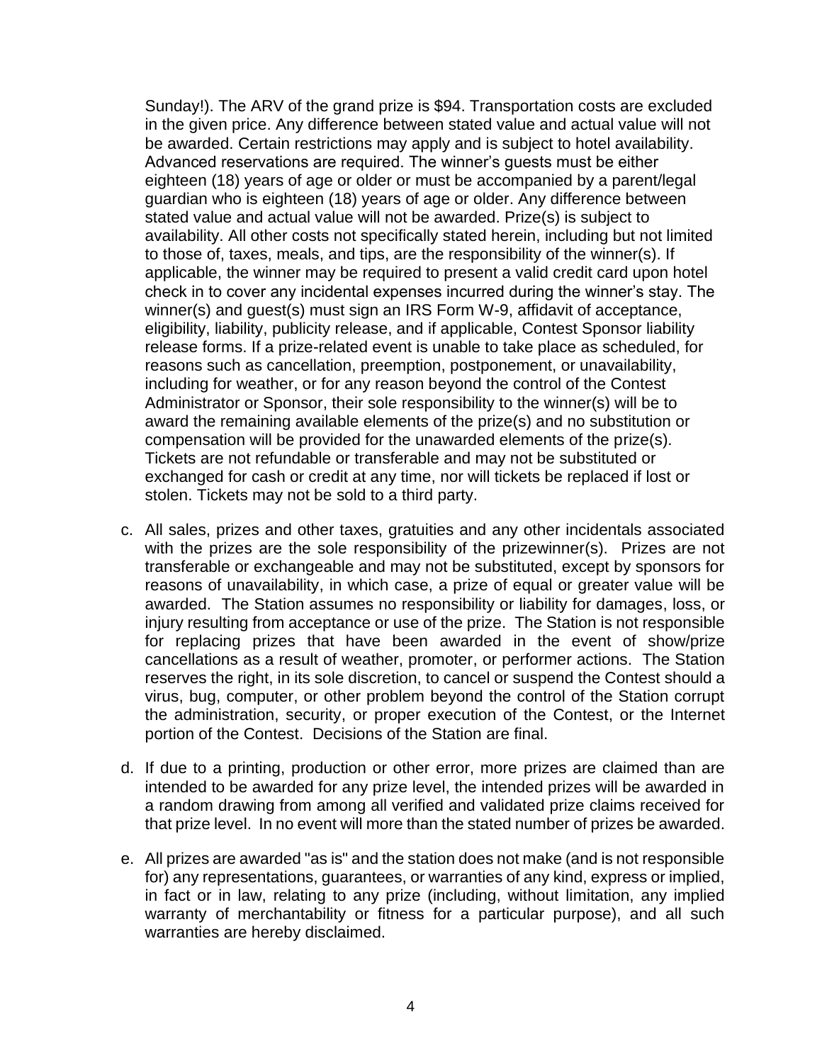Sunday!). The ARV of the grand prize is $94. Transportation costs are excluded in the given price. Any difference between stated value and actual value will not be awarded. Certain restrictions may apply and is subject to hotel availability. Advanced reservations are required. The winner's guests must be either eighteen (18) years of age or older or must be accompanied by a parent/legal guardian who is eighteen (18) years of age or older. Any difference between stated value and actual value will not be awarded. Prize(s) is subject to availability. All other costs not specifically stated herein, including but not limited to those of, taxes, meals, and tips, are the responsibility of the winner(s). If applicable, the winner may be required to present a valid credit card upon hotel check in to cover any incidental expenses incurred during the winner's stay. The winner(s) and guest(s) must sign an IRS Form W-9, affidavit of acceptance, eligibility, liability, publicity release, and if applicable, Contest Sponsor liability release forms. If a prize-related event is unable to take place as scheduled, for reasons such as cancellation, preemption, postponement, or unavailability, including for weather, or for any reason beyond the control of the Contest Administrator or Sponsor, their sole responsibility to the winner(s) will be to award the remaining available elements of the prize(s) and no substitution or compensation will be provided for the unawarded elements of the prize(s). Tickets are not refundable or transferable and may not be substituted or exchanged for cash or credit at any time, nor will tickets be replaced if lost or stolen. Tickets may not be sold to a third party.

c. All sales, prizes and other taxes, gratuities and any other incidentals associated with the prizes are the sole responsibility of the prizewinner(s). Prizes are not transferable or exchangeable and may not be substituted, except by sponsors for reasons of unavailability, in which case, a prize of equal or greater value will be awarded. The Station assumes no responsibility or liability for damages, loss, or injury resulting from acceptance or use of the prize. The Station is not responsible for replacing prizes that have been awarded in the event of show/prize cancellations as a result of weather, promoter, or performer actions. The Station reserves the right, in its sole discretion, to cancel or suspend the Contest should a virus, bug, computer, or other problem beyond the control of the Station corrupt the administration, security, or proper execution of the Contest, or the Internet portion of the Contest. Decisions of the Station are final.

d. If due to a printing, production or other error, more prizes are claimed than are intended to be awarded for any prize level, the intended prizes will be awarded in a random drawing from among all verified and validated prize claims received for that prize level. In no event will more than the stated number of prizes be awarded.

e. All prizes are awarded "as is" and the station does not make (and is not responsible for) any representations, guarantees, or warranties of any kind, express or implied, in fact or in law, relating to any prize (including, without limitation, any implied warranty of merchantability or fitness for a particular purpose), and all such warranties are hereby disclaimed.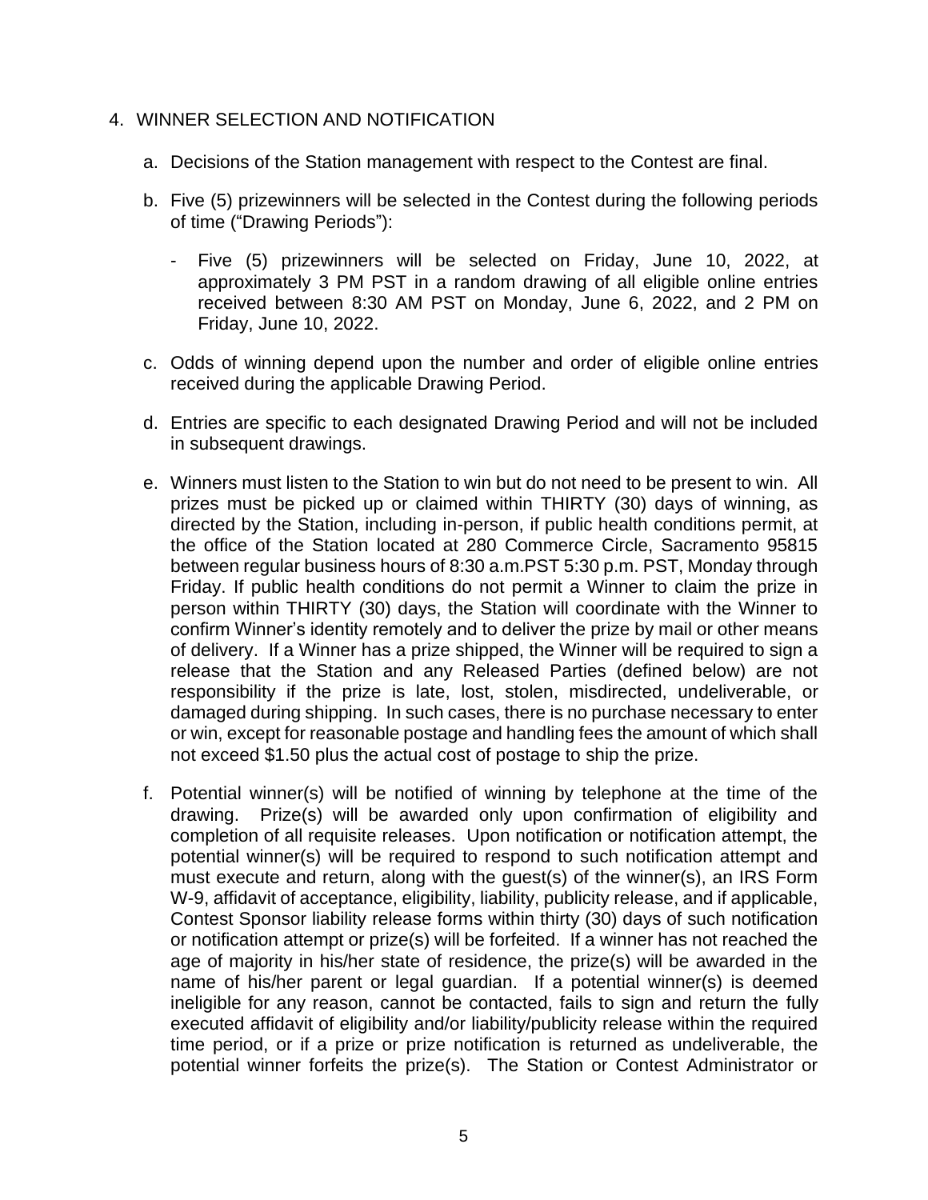4. WINNER SELECTION AND NOTIFICATION

   a. Decisions of the Station management with respect to the Contest are final.

   b. Five (5) prizewinners will be selected in the Contest during the following periods of time ("Drawing Periods"):

      - Five (5) prizewinners will be selected on Friday, June 10, 2022, at approximately 3 PM PST in a random drawing of all eligible online entries received between 8:30 AM PST on Monday, June 6, 2022, and 2 PM on Friday, June 10, 2022.

   c. Odds of winning depend upon the number and order of eligible online entries received during the applicable Drawing Period.

   d. Entries are specific to each designated Drawing Period and will not be included in subsequent drawings.

   e. Winners must listen to the Station to win but do not need to be present to win. All prizes must be picked up or claimed within THIRTY (30) days of winning, as directed by the Station, including in-person, if public health conditions permit, at the office of the Station located at 280 Commerce Circle, Sacramento 95815 between regular business hours of 8:30 a.m.PST 5:30 p.m. PST, Monday through Friday. If public health conditions do not permit a Winner to claim the prize in person within THIRTY (30) days, the Station will coordinate with the Winner to confirm Winner's identity remotely and to deliver the prize by mail or other means of delivery. If a Winner has a prize shipped, the Winner will be required to sign a release that the Station and any Released Parties (defined below) are not responsibility if the prize is late, lost, stolen, misdirected, undeliverable, or damaged during shipping. In such cases, there is no purchase necessary to enter or win, except for reasonable postage and handling fees the amount of which shall not exceed $1.50 plus the actual cost of postage to ship the prize.

   f. Potential winner(s) will be notified of winning by telephone at the time of the drawing. Prize(s) will be awarded only upon confirmation of eligibility and completion of all requisite releases. Upon notification or notification attempt, the potential winner(s) will be required to respond to such notification attempt and must execute and return, along with the guest(s) of the winner(s), an IRS Form W-9, affidavit of acceptance, eligibility, liability, publicity release, and if applicable, Contest Sponsor liability release forms within thirty (30) days of such notification or notification attempt or prize(s) will be forfeited. If a winner has not reached the age of majority in his/her state of residence, the prize(s) will be awarded in the name of his/her parent or legal guardian. If a potential winner(s) is deemed ineligible for any reason, cannot be contacted, fails to sign and return the fully executed affidavit of eligibility and/or liability/publicity release within the required time period, or if a prize or prize notification is returned as undeliverable, the potential winner forfeits the prize(s). The Station or Contest Administrator or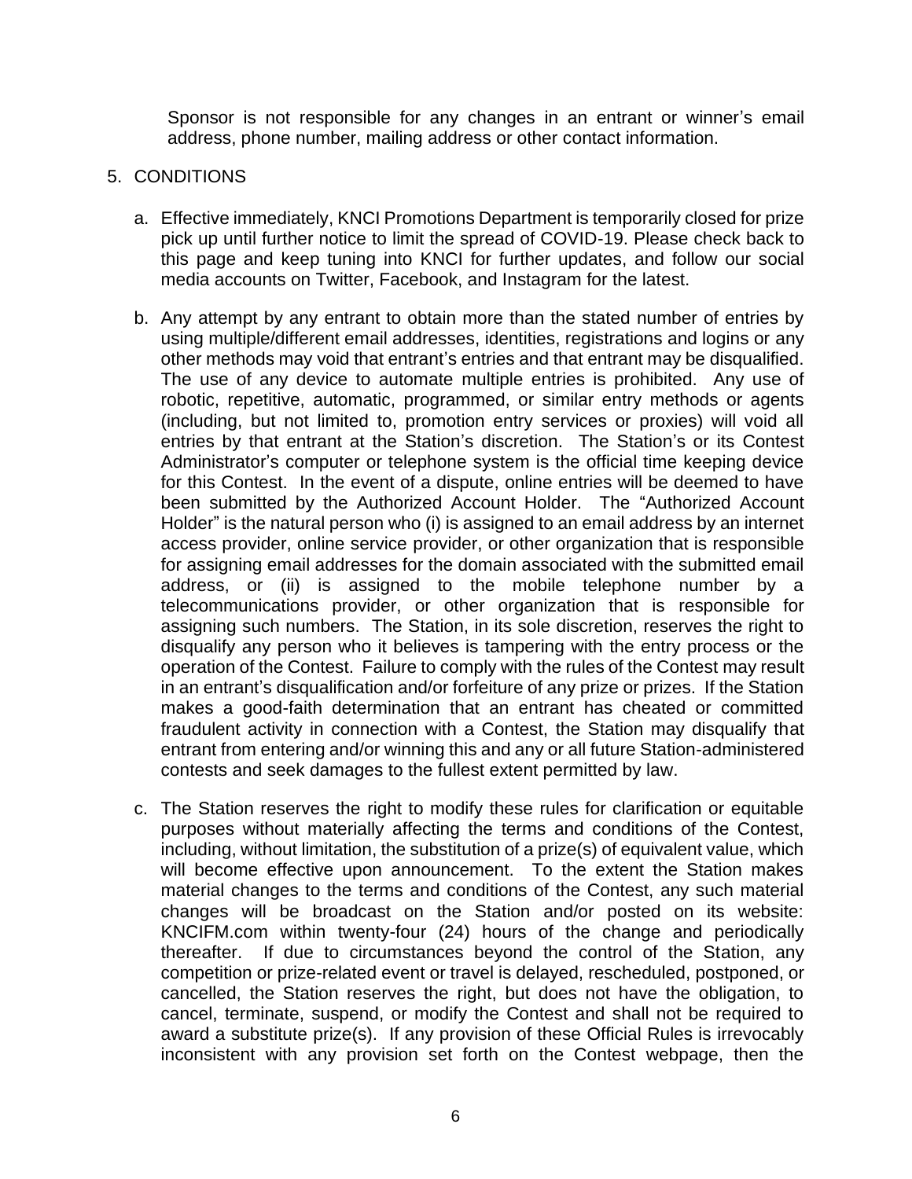Sponsor is not responsible for any changes in an entrant or winner's email address, phone number, mailing address or other contact information.

5. CONDITIONS

   a. Effective immediately, KNCI Promotions Department is temporarily closed for prize pick up until further notice to limit the spread of COVID-19. Please check back to this page and keep tuning into KNCI for further updates, and follow our social media accounts on Twitter, Facebook, and Instagram for the latest.

   b. Any attempt by any entrant to obtain more than the stated number of entries by using multiple/different email addresses, identities, registrations and logins or any other methods may void that entrant's entries and that entrant may be disqualified. The use of any device to automate multiple entries is prohibited. Any use of robotic, repetitive, automatic, programmed, or similar entry methods or agents (including, but not limited to, promotion entry services or proxies) will void all entries by that entrant at the Station's discretion. The Station's or its Contest Administrator's computer or telephone system is the official time keeping device for this Contest. In the event of a dispute, online entries will be deemed to have been submitted by the Authorized Account Holder. The "Authorized Account Holder" is the natural person who (i) is assigned to an email address by an internet access provider, online service provider, or other organization that is responsible for assigning email addresses for the domain associated with the submitted email address, or (ii) is assigned to the mobile telephone number by a telecommunications provider, or other organization that is responsible for assigning such numbers. The Station, in its sole discretion, reserves the right to disqualify any person who it believes is tampering with the entry process or the operation of the Contest. Failure to comply with the rules of the Contest may result in an entrant's disqualification and/or forfeiture of any prize or prizes. If the Station makes a good-faith determination that an entrant has cheated or committed fraudulent activity in connection with a Contest, the Station may disqualify that entrant from entering and/or winning this and any or all future Station-administered contests and seek damages to the fullest extent permitted by law.

   c. The Station reserves the right to modify these rules for clarification or equitable purposes without materially affecting the terms and conditions of the Contest, including, without limitation, the substitution of a prize(s) of equivalent value, which will become effective upon announcement. To the extent the Station makes material changes to the terms and conditions of the Contest, any such material changes will be broadcast on the Station and/or posted on its website: KNCIFM.com within twenty-four (24) hours of the change and periodically thereafter. If due to circumstances beyond the control of the Station, any competition or prize-related event or travel is delayed, rescheduled, postponed, or cancelled, the Station reserves the right, but does not have the obligation, to cancel, terminate, suspend, or modify the Contest and shall not be required to award a substitute prize(s). If any provision of these Official Rules is irrevocably inconsistent with any provision set forth on the Contest webpage, then the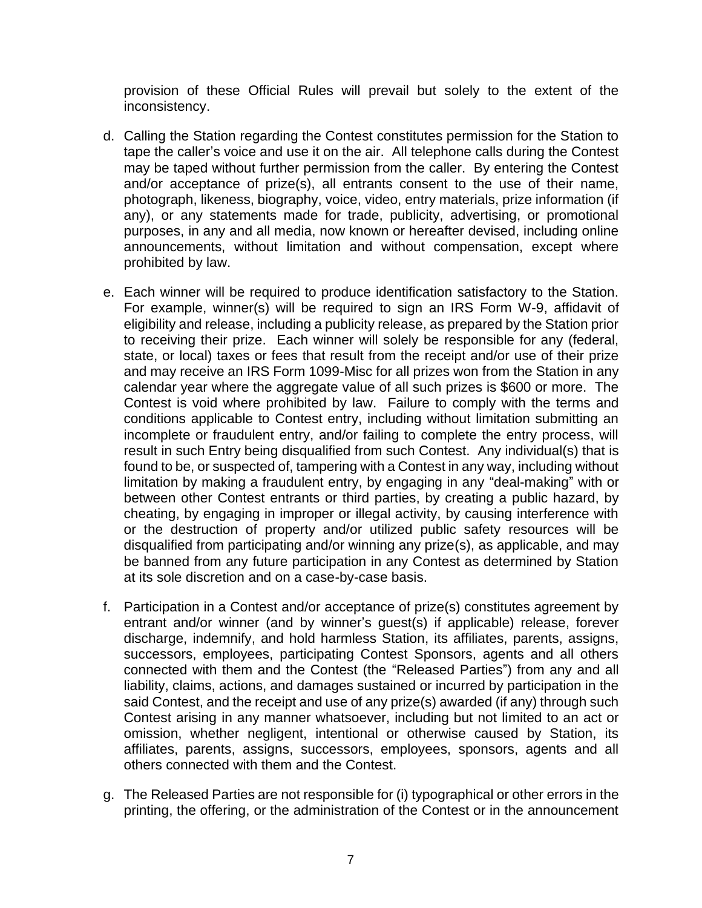provision of these Official Rules will prevail but solely to the extent of the inconsistency.

d. Calling the Station regarding the Contest constitutes permission for the Station to tape the caller's voice and use it on the air. All telephone calls during the Contest may be taped without further permission from the caller. By entering the Contest and/or acceptance of prize(s), all entrants consent to the use of their name, photograph, likeness, biography, voice, video, entry materials, prize information (if any), or any statements made for trade, publicity, advertising, or promotional purposes, in any and all media, now known or hereafter devised, including online announcements, without limitation and without compensation, except where prohibited by law.

e. Each winner will be required to produce identification satisfactory to the Station. For example, winner(s) will be required to sign an IRS Form W-9, affidavit of eligibility and release, including a publicity release, as prepared by the Station prior to receiving their prize. Each winner will solely be responsible for any (federal, state, or local) taxes or fees that result from the receipt and/or use of their prize and may receive an IRS Form 1099-Misc for all prizes won from the Station in any calendar year where the aggregate value of all such prizes is $600 or more. The Contest is void where prohibited by law. Failure to comply with the terms and conditions applicable to Contest entry, including without limitation submitting an incomplete or fraudulent entry, and/or failing to complete the entry process, will result in such Entry being disqualified from such Contest. Any individual(s) that is found to be, or suspected of, tampering with a Contest in any way, including without limitation by making a fraudulent entry, by engaging in any "deal-making" with or between other Contest entrants or third parties, by creating a public hazard, by cheating, by engaging in improper or illegal activity, by causing interference with or the destruction of property and/or utilized public safety resources will be disqualified from participating and/or winning any prize(s), as applicable, and may be banned from any future participation in any Contest as determined by Station at its sole discretion and on a case-by-case basis.

f. Participation in a Contest and/or acceptance of prize(s) constitutes agreement by entrant and/or winner (and by winner's guest(s) if applicable) release, forever discharge, indemnify, and hold harmless Station, its affiliates, parents, assigns, successors, employees, participating Contest Sponsors, agents and all others connected with them and the Contest (the "Released Parties") from any and all liability, claims, actions, and damages sustained or incurred by participation in the said Contest, and the receipt and use of any prize(s) awarded (if any) through such Contest arising in any manner whatsoever, including but not limited to an act or omission, whether negligent, intentional or otherwise caused by Station, its affiliates, parents, assigns, successors, employees, sponsors, agents and all others connected with them and the Contest.

g. The Released Parties are not responsible for (i) typographical or other errors in the printing, the offering, or the administration of the Contest or in the announcement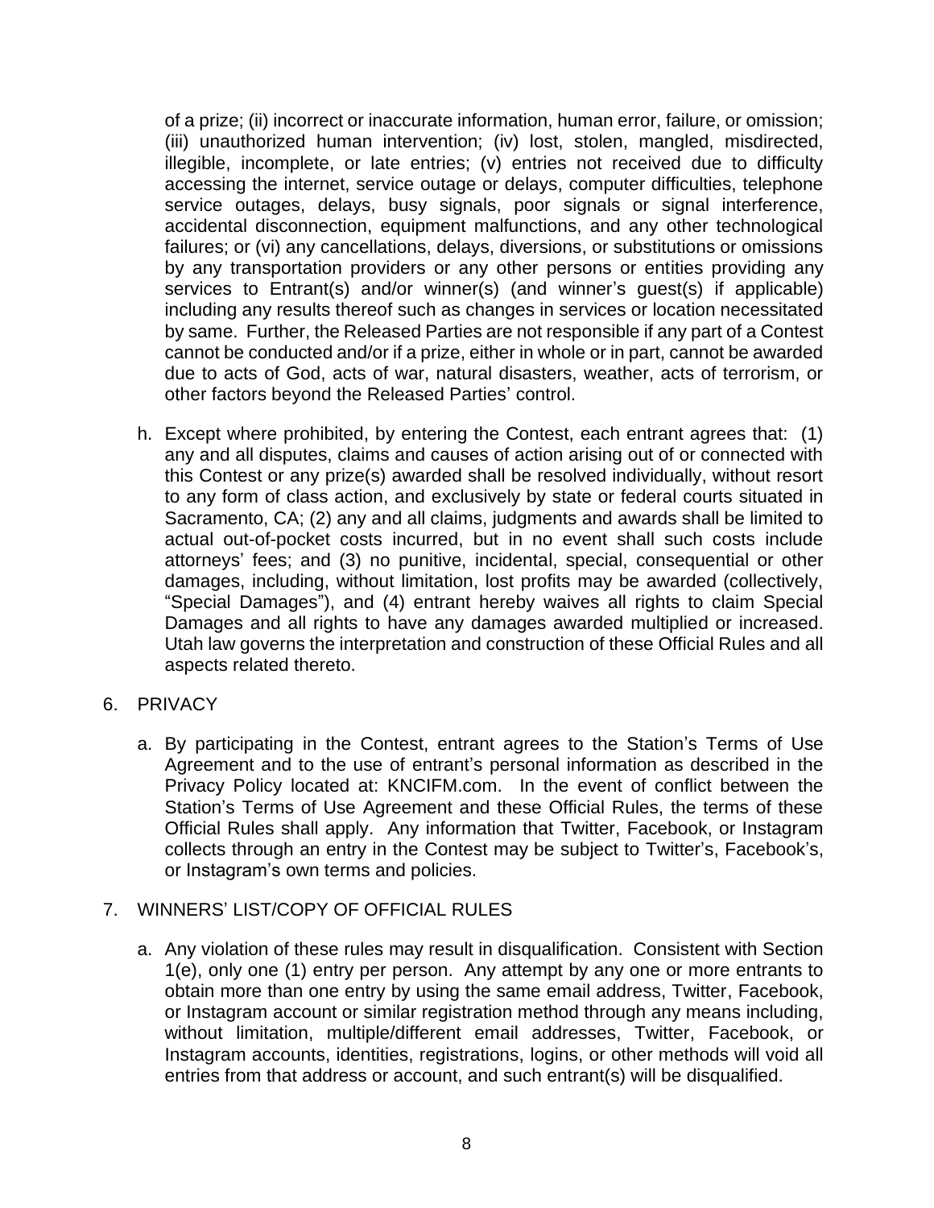of a prize; (ii) incorrect or inaccurate information, human error, failure, or omission; (iii) unauthorized human intervention; (iv) lost, stolen, mangled, misdirected, illegible, incomplete, or late entries; (v) entries not received due to difficulty accessing the internet, service outage or delays, computer difficulties, telephone service outages, delays, busy signals, poor signals or signal interference, accidental disconnection, equipment malfunctions, and any other technological failures; or (vi) any cancellations, delays, diversions, or substitutions or omissions by any transportation providers or any other persons or entities providing any services to Entrant(s) and/or winner(s) (and winner's guest(s) if applicable) including any results thereof such as changes in services or location necessitated by same. Further, the Released Parties are not responsible if any part of a Contest cannot be conducted and/or if a prize, either in whole or in part, cannot be awarded due to acts of God, acts of war, natural disasters, weather, acts of terrorism, or other factors beyond the Released Parties' control.

h. Except where prohibited, by entering the Contest, each entrant agrees that: (1) any and all disputes, claims and causes of action arising out of or connected with this Contest or any prize(s) awarded shall be resolved individually, without resort to any form of class action, and exclusively by state or federal courts situated in Sacramento, CA; (2) any and all claims, judgments and awards shall be limited to actual out-of-pocket costs incurred, but in no event shall such costs include attorneys' fees; and (3) no punitive, incidental, special, consequential or other damages, including, without limitation, lost profits may be awarded (collectively, "Special Damages"), and (4) entrant hereby waives all rights to claim Special Damages and all rights to have any damages awarded multiplied or increased. Utah law governs the interpretation and construction of these Official Rules and all aspects related thereto.

6. PRIVACY

   a. By participating in the Contest, entrant agrees to the Station's Terms of Use Agreement and to the use of entrant's personal information as described in the Privacy Policy located at: KNCIFM.com. In the event of conflict between the Station's Terms of Use Agreement and these Official Rules, the terms of these Official Rules shall apply. Any information that Twitter, Facebook, or Instagram collects through an entry in the Contest may be subject to Twitter's, Facebook's, or Instagram's own terms and policies.

7. WINNERS' LIST/COPY OF OFFICIAL RULES

   a. Any violation of these rules may result in disqualification. Consistent with Section 1(e), only one (1) entry per person. Any attempt by any one or more entrants to obtain more than one entry by using the same email address, Twitter, Facebook, or Instagram account or similar registration method through any means including, without limitation, multiple/different email addresses, Twitter, Facebook, or Instagram accounts, identities, registrations, logins, or other methods will void all entries from that address or account, and such entrant(s) will be disqualified.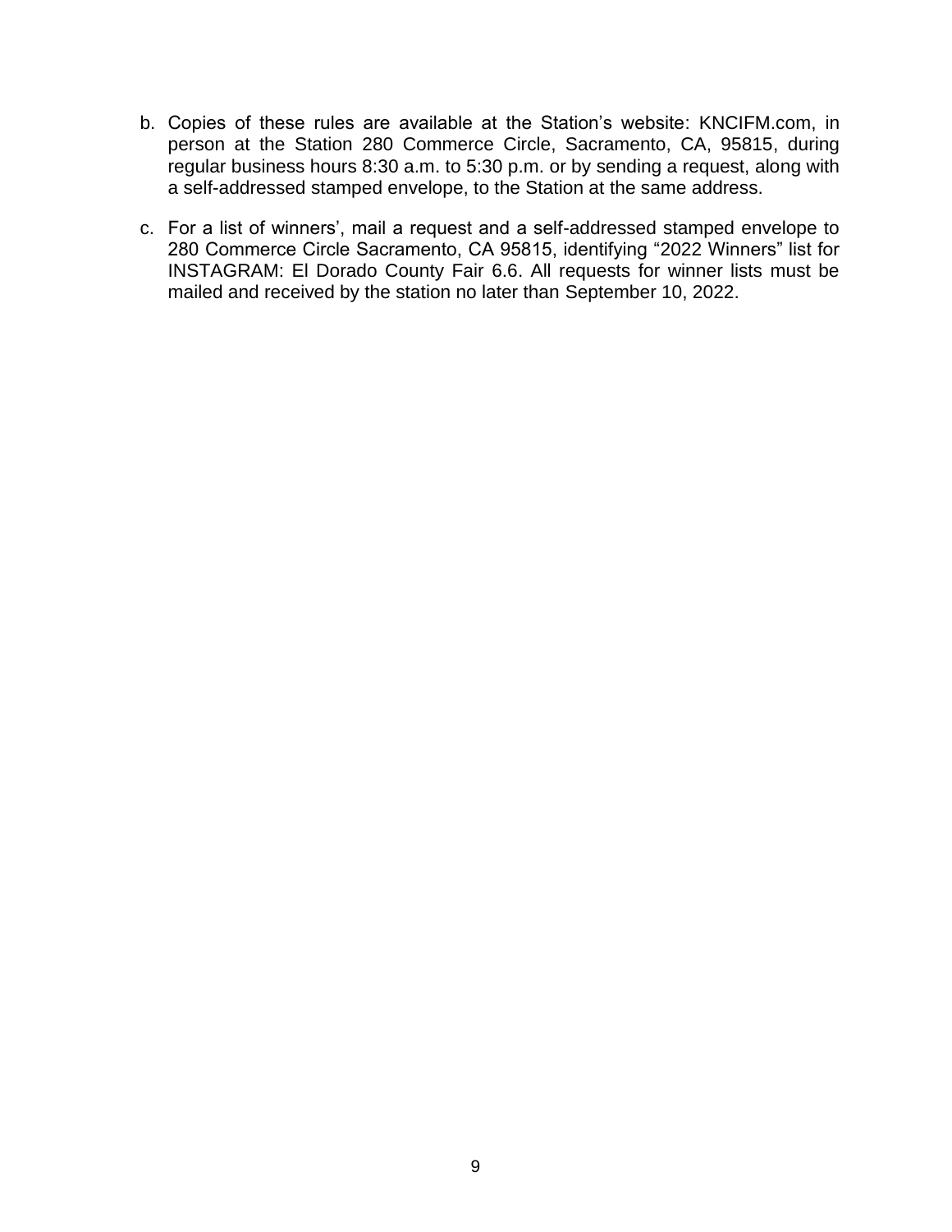b. Copies of these rules are available at the Station’s website: KNCIFM.com, in person at the Station 280 Commerce Circle, Sacramento, CA, 95815, during regular business hours 8:30 a.m. to 5:30 p.m. or by sending a request, along with a self-addressed stamped envelope, to the Station at the same address.

c. For a list of winners’, mail a request and a self-addressed stamped envelope to 280 Commerce Circle Sacramento, CA 95815, identifying “2022 Winners” list for INSTAGRAM: El Dorado County Fair 6.6. All requests for winner lists must be mailed and received by the station no later than September 10, 2022.